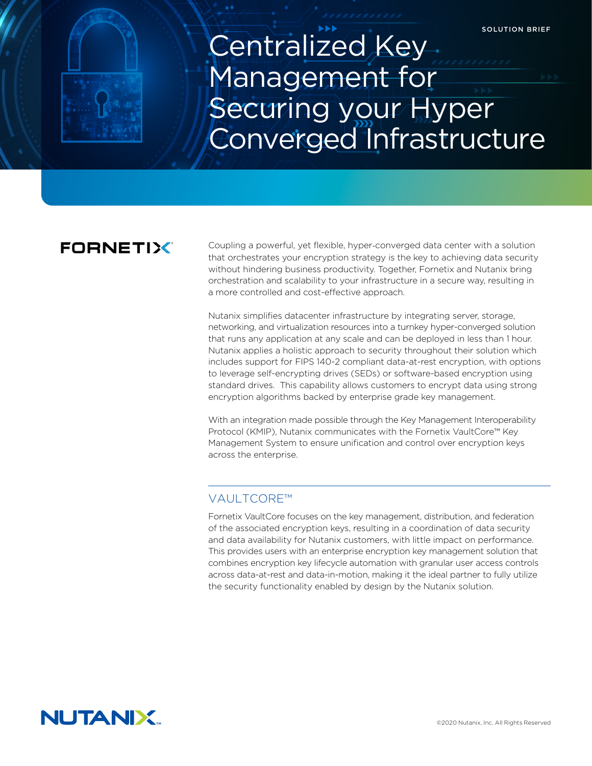SOLUTION BRIEF

# Centralized Key Management for Securing your Hyper Converged Infrastructure

FORNETIX

Coupling a powerful, yet flexible, hyper-converged data center with a solution that orchestrates your encryption strategy is the key to achieving data security without hindering business productivity. Together, Fornetix and Nutanix bring orchestration and scalability to your infrastructure in a secure way, resulting in a more controlled and cost-effective approach.

Nutanix simplifies datacenter infrastructure by integrating server, storage, networking, and virtualization resources into a turnkey hyper-converged solution that runs any application at any scale and can be deployed in less than 1 hour. Nutanix applies a holistic approach to security throughout their solution which includes support for FIPS 140-2 compliant data-at-rest encryption, with options to leverage self-encrypting drives (SEDs) or software-based encryption using standard drives. This capability allows customers to encrypt data using strong encryption algorithms backed by enterprise grade key management.

With an integration made possible through the Key Management Interoperability Protocol (KMIP), Nutanix communicates with the Fornetix VaultCore™ Key Management System to ensure unification and control over encryption keys across the enterprise.

## VAULTCORE™

Fornetix VaultCore focuses on the key management, distribution, and federation of the associated encryption keys, resulting in a coordination of data security and data availability for Nutanix customers, with little impact on performance. This provides users with an enterprise encryption key management solution that combines encryption key lifecycle automation with granular user access controls across data-at-rest and data-in-motion, making it the ideal partner to fully utilize the security functionality enabled by design by the Nutanix solution.

NUTANIX

©2020 Nutanix, Inc. All Rights Reserved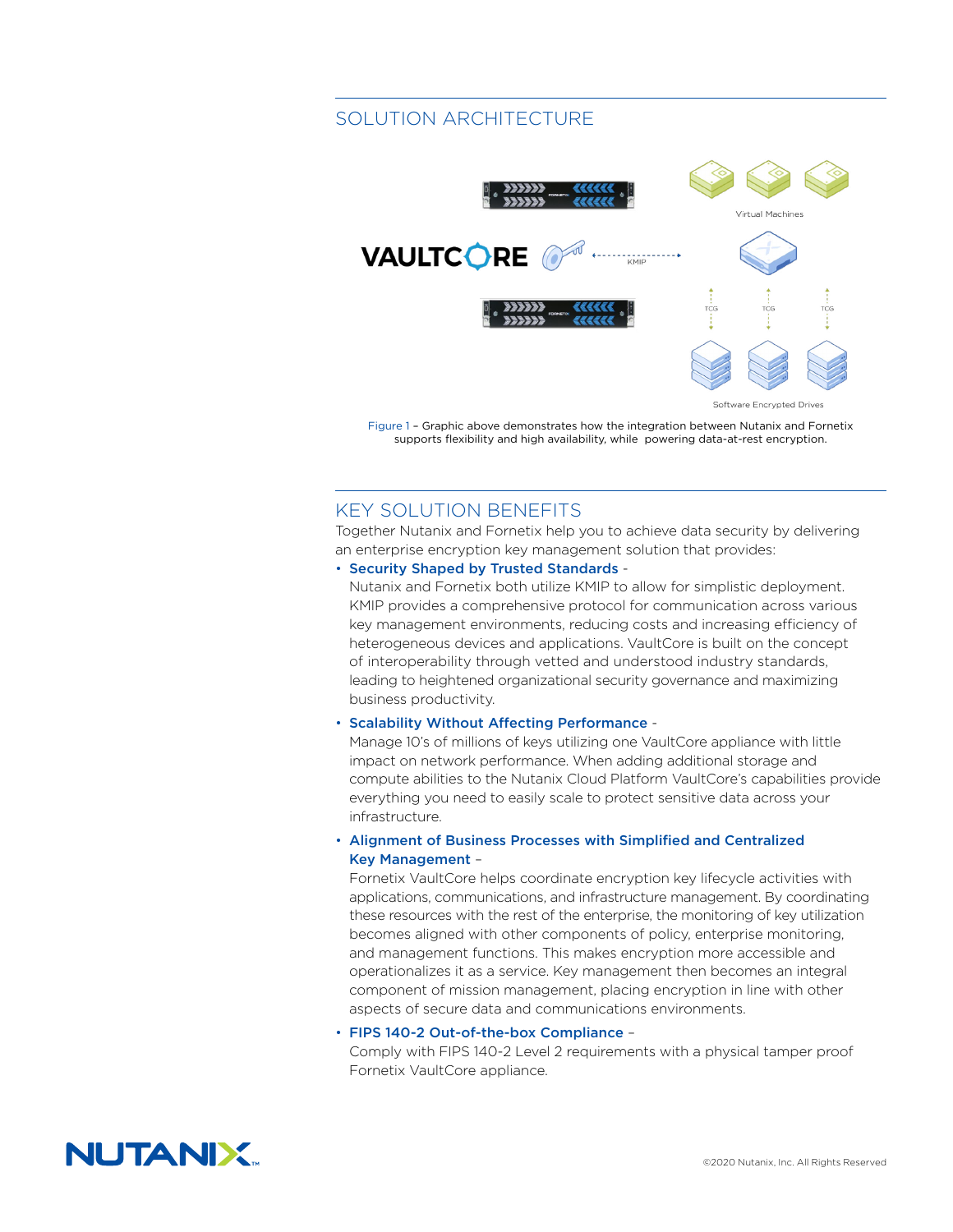## SOLUTION ARCHITECTURE

Figure 1 – Graphic above demonstrates how the integration between Nutanix and Fornetix supports flexibility and high availability, while powering data-at-rest encryption.

## KEY SOLUTION BENEFITS

Together Nutanix and Fornetix help you to achieve data security by delivering an enterprise encryption key management solution that provides:

- **Security Shaped by Trusted Standards** -
  Nutanix and Fornetix both utilize KMIP to allow for simplistic deployment. KMIP provides a comprehensive protocol for communication across various key management environments, reducing costs and increasing efficiency of heterogeneous devices and applications. VaultCore is built on the concept of interoperability through vetted and understood industry standards, leading to heightened organizational security governance and maximizing business productivity.
- **Scalability Without Affecting Performance** -
  Manage 10's of millions of keys utilizing one VaultCore appliance with little impact on network performance. When adding additional storage and compute abilities to the Nutanix Cloud Platform VaultCore's capabilities provide everything you need to easily scale to protect sensitive data across your infrastructure.
- **Alignment of Business Processes with Simplified and Centralized Key Management** –
  Fornetix VaultCore helps coordinate encryption key lifecycle activities with applications, communications, and infrastructure management. By coordinating these resources with the rest of the enterprise, the monitoring of key utilization becomes aligned with other components of policy, enterprise monitoring, and management functions. This makes encryption more accessible and operationalizes it as a service. Key management then becomes an integral component of mission management, placing encryption in line with other aspects of secure data and communications environments.
- **FIPS 140-2 Out-of-the-box Compliance** –
  Comply with FIPS 140-2 Level 2 requirements with a physical tamper proof Fornetix VaultCore appliance.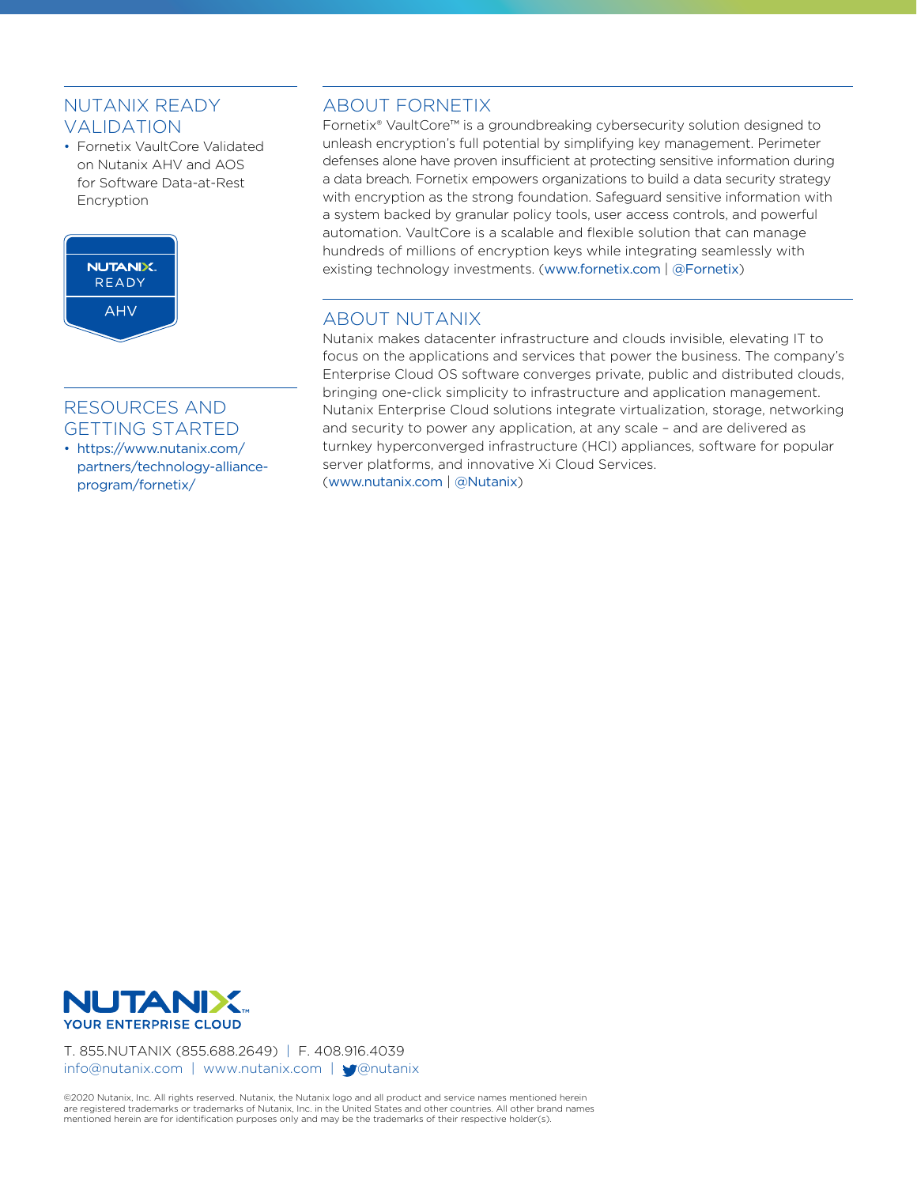## NUTANIX READY VALIDATION

- Fornetix VaultCore Validated on Nutanix AHV and AOS for Software Data-at-Rest Encryption

NUTANIX. READY

AHV

## RESOURCES AND GETTING STARTED

- https://www.nutanix.com/partners/technology-alliance-program/fornetix/

## ABOUT FORNETIX

Fornetix® VaultCore™ is a groundbreaking cybersecurity solution designed to unleash encryption's full potential by simplifying key management. Perimeter defenses alone have proven insufficient at protecting sensitive information during a data breach. Fornetix empowers organizations to build a data security strategy with encryption as the strong foundation. Safeguard sensitive information with a system backed by granular policy tools, user access controls, and powerful automation. VaultCore is a scalable and flexible solution that can manage hundreds of millions of encryption keys while integrating seamlessly with existing technology investments. (www.fornetix.com | @Fornetix)

## ABOUT NUTANIX

Nutanix makes datacenter infrastructure and clouds invisible, elevating IT to focus on the applications and services that power the business. The company's Enterprise Cloud OS software converges private, public and distributed clouds, bringing one-click simplicity to infrastructure and application management. Nutanix Enterprise Cloud solutions integrate virtualization, storage, networking and security to power any application, at any scale – and are delivered as turnkey hyperconverged infrastructure (HCI) appliances, software for popular server platforms, and innovative Xi Cloud Services. (www.nutanix.com | @Nutanix)

NUTANIX™
YOUR ENTERPRISE CLOUD

T. 855.NUTANIX (855.688.2649) | F. 408.916.4039
info@nutanix.com | www.nutanix.com | @nutanix

©2020 Nutanix, Inc. All rights reserved. Nutanix, the Nutanix logo and all product and service names mentioned herein are registered trademarks or trademarks of Nutanix, Inc. in the United States and other countries. All other brand names mentioned herein are for identification purposes only and may be the trademarks of their respective holder(s).